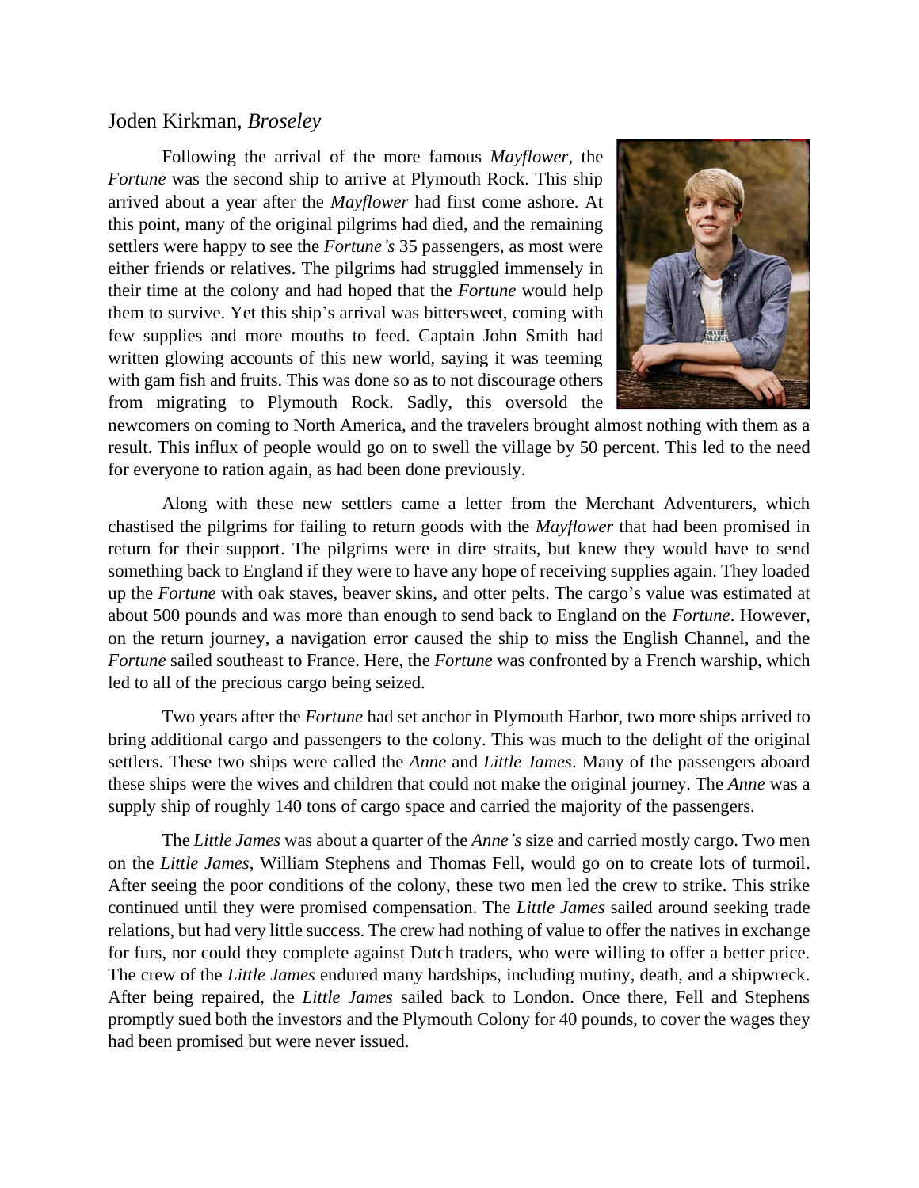Joden Kirkman, *Broseley*

Following the arrival of the more famous *Mayflower*, the *Fortune* was the second ship to arrive at Plymouth Rock. This ship arrived about a year after the *Mayflower* had first come ashore. At this point, many of the original pilgrims had died, and the remaining settlers were happy to see the *Fortune's* 35 passengers, as most were either friends or relatives. The pilgrims had struggled immensely in their time at the colony and had hoped that the *Fortune* would help them to survive. Yet this ship's arrival was bittersweet, coming with few supplies and more mouths to feed. Captain John Smith had written glowing accounts of this new world, saying it was teeming with gam fish and fruits. This was done so as to not discourage others from migrating to Plymouth Rock. Sadly, this oversold the newcomers on coming to North America, and the travelers brought almost nothing with them as a result. This influx of people would go on to swell the village by 50 percent. This led to the need for everyone to ration again, as had been done previously.

Along with these new settlers came a letter from the Merchant Adventurers, which chastised the pilgrims for failing to return goods with the *Mayflower* that had been promised in return for their support. The pilgrims were in dire straits, but knew they would have to send something back to England if they were to have any hope of receiving supplies again. They loaded up the *Fortune* with oak staves, beaver skins, and otter pelts. The cargo's value was estimated at about 500 pounds and was more than enough to send back to England on the *Fortune*. However, on the return journey, a navigation error caused the ship to miss the English Channel, and the *Fortune* sailed southeast to France. Here, the *Fortune* was confronted by a French warship, which led to all of the precious cargo being seized.

Two years after the *Fortune* had set anchor in Plymouth Harbor, two more ships arrived to bring additional cargo and passengers to the colony. This was much to the delight of the original settlers. These two ships were called the *Anne* and *Little James*. Many of the passengers aboard these ships were the wives and children that could not make the original journey. The *Anne* was a supply ship of roughly 140 tons of cargo space and carried the majority of the passengers.

The *Little James* was about a quarter of the *Anne's* size and carried mostly cargo. Two men on the *Little James*, William Stephens and Thomas Fell, would go on to create lots of turmoil. After seeing the poor conditions of the colony, these two men led the crew to strike. This strike continued until they were promised compensation. The *Little James* sailed around seeking trade relations, but had very little success. The crew had nothing of value to offer the natives in exchange for furs, nor could they complete against Dutch traders, who were willing to offer a better price. The crew of the *Little James* endured many hardships, including mutiny, death, and a shipwreck. After being repaired, the *Little James* sailed back to London. Once there, Fell and Stephens promptly sued both the investors and the Plymouth Colony for 40 pounds, to cover the wages they had been promised but were never issued.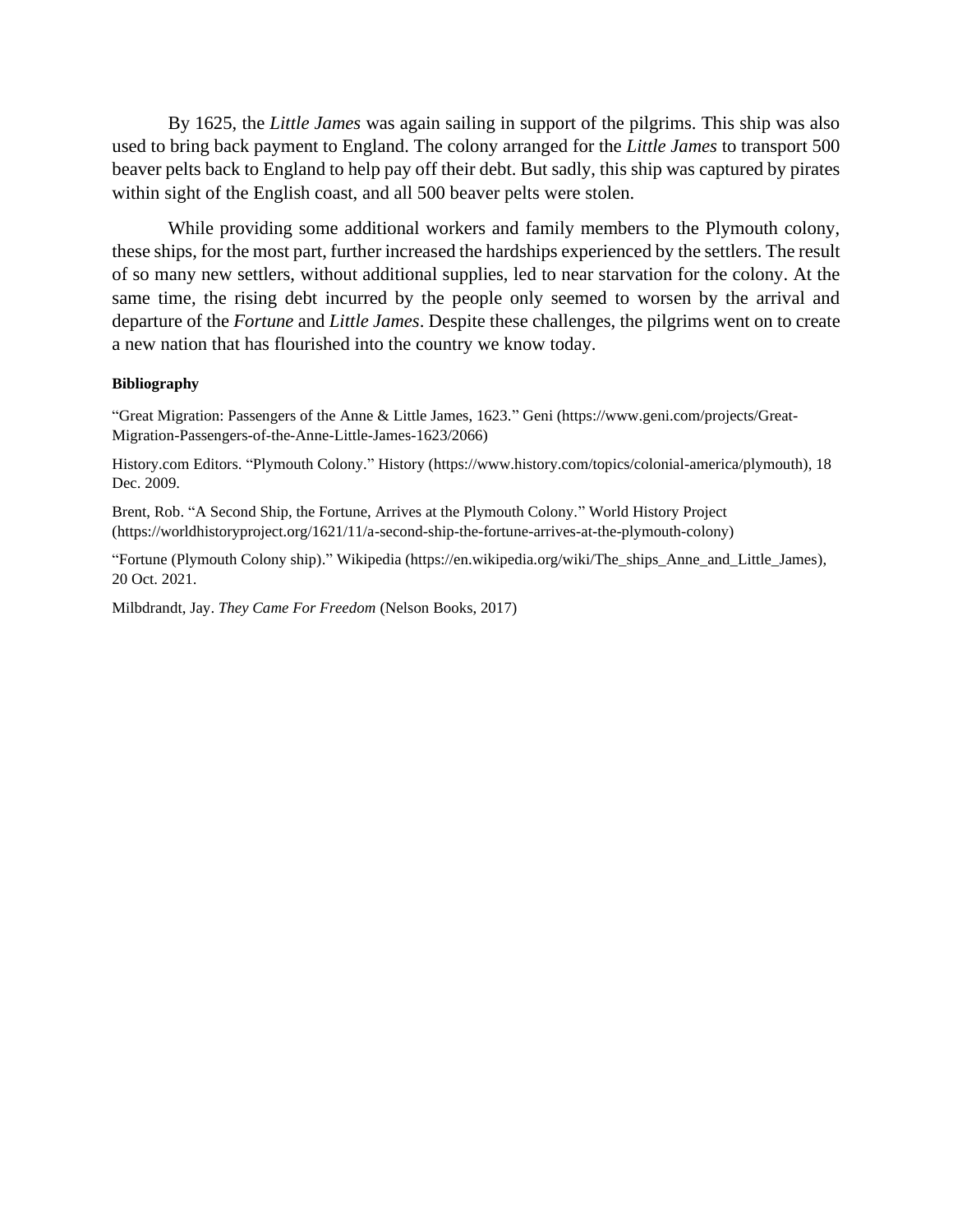By 1625, the *Little James* was again sailing in support of the pilgrims. This ship was also used to bring back payment to England. The colony arranged for the *Little James* to transport 500 beaver pelts back to England to help pay off their debt. But sadly, this ship was captured by pirates within sight of the English coast, and all 500 beaver pelts were stolen.

While providing some additional workers and family members to the Plymouth colony, these ships, for the most part, further increased the hardships experienced by the settlers. The result of so many new settlers, without additional supplies, led to near starvation for the colony. At the same time, the rising debt incurred by the people only seemed to worsen by the arrival and departure of the *Fortune* and *Little James*. Despite these challenges, the pilgrims went on to create a new nation that has flourished into the country we know today.

**Bibliography**

"Great Migration: Passengers of the Anne & Little James, 1623." Geni (https://www.geni.com/projects/Great-Migration-Passengers-of-the-Anne-Little-James-1623/2066)

History.com Editors. "Plymouth Colony." History (https://www.history.com/topics/colonial-america/plymouth), 18 Dec. 2009.

Brent, Rob. "A Second Ship, the Fortune, Arrives at the Plymouth Colony." World History Project (https://worldhistoryproject.org/1621/11/a-second-ship-the-fortune-arrives-at-the-plymouth-colony)

"Fortune (Plymouth Colony ship)." Wikipedia (https://en.wikipedia.org/wiki/The_ships_Anne_and_Little_James), 20 Oct. 2021.

Milbdrandt, Jay. *They Came For Freedom* (Nelson Books, 2017)